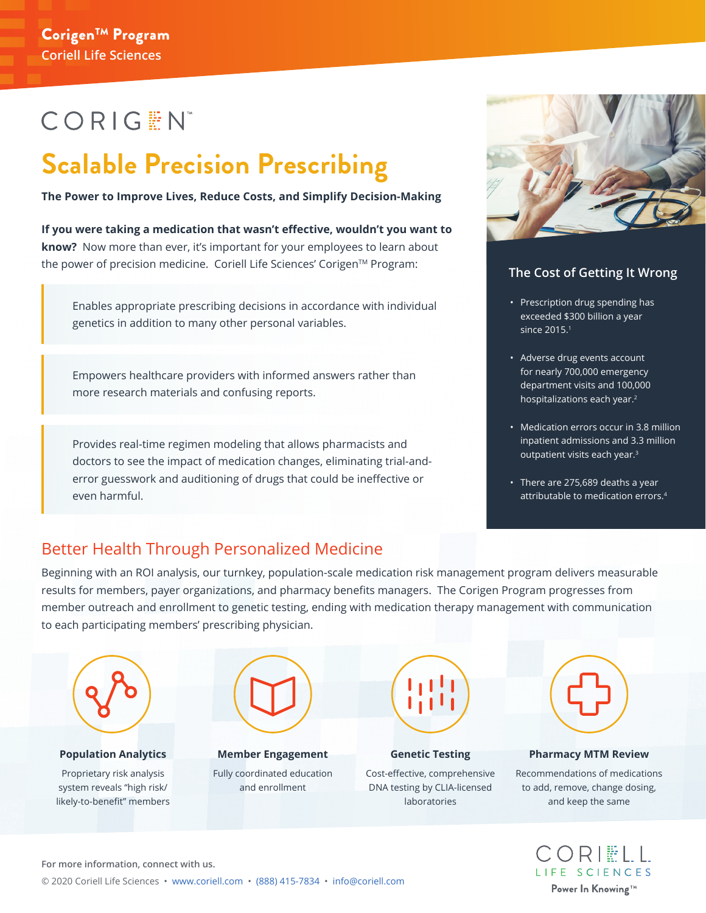**Corigen™ Program**
Coriell Life Sciences

CORIGEN™

# Scalable Precision Prescribing

**The Power to Improve Lives, Reduce Costs, and Simplify Decision-Making**

**If you were taking a medication that wasn't effective, wouldn't you want to know?** Now more than ever, it's important for your employees to learn about the power of precision medicine. Coriell Life Sciences' Corigen™ Program:

> Enables appropriate prescribing decisions in accordance with individual genetics in addition to many other personal variables.

> Empowers healthcare providers with informed answers rather than more research materials and confusing reports.

> Provides real-time regimen modeling that allows pharmacists and doctors to see the impact of medication changes, eliminating trial-and-error guesswork and auditioning of drugs that could be ineffective or even harmful.

### The Cost of Getting It Wrong

- Prescription drug spending has exceeded $300 billion a year since 2015.[1]
- Adverse drug events account for nearly 700,000 emergency department visits and 100,000 hospitalizations each year.[2]
- Medication errors occur in 3.8 million inpatient admissions and 3.3 million outpatient visits each year.[3]
- There are 275,689 deaths a year attributable to medication errors.[4]

## Better Health Through Personalized Medicine

Beginning with an ROI analysis, our turnkey, population-scale medication risk management program delivers measurable results for members, payer organizations, and pharmacy benefits managers. The Corigen Program progresses from member outreach and enrollment to genetic testing, ending with medication therapy management with communication to each participating members' prescribing physician.

**Population Analytics**
Proprietary risk analysis system reveals "high risk/ likely-to-benefit" members

**Member Engagement**
Fully coordinated education and enrollment

**Genetic Testing**
Cost-effective, comprehensive DNA testing by CLIA-licensed laboratories

**Pharmacy MTM Review**
Recommendations of medications to add, remove, change dosing, and keep the same

**For more information, connect with us.**
© 2020 Coriell Life Sciences • www.coriell.com • (888) 415-7834 • info@coriell.com

CORIELL LIFE SCIENCES
Power In Knowing™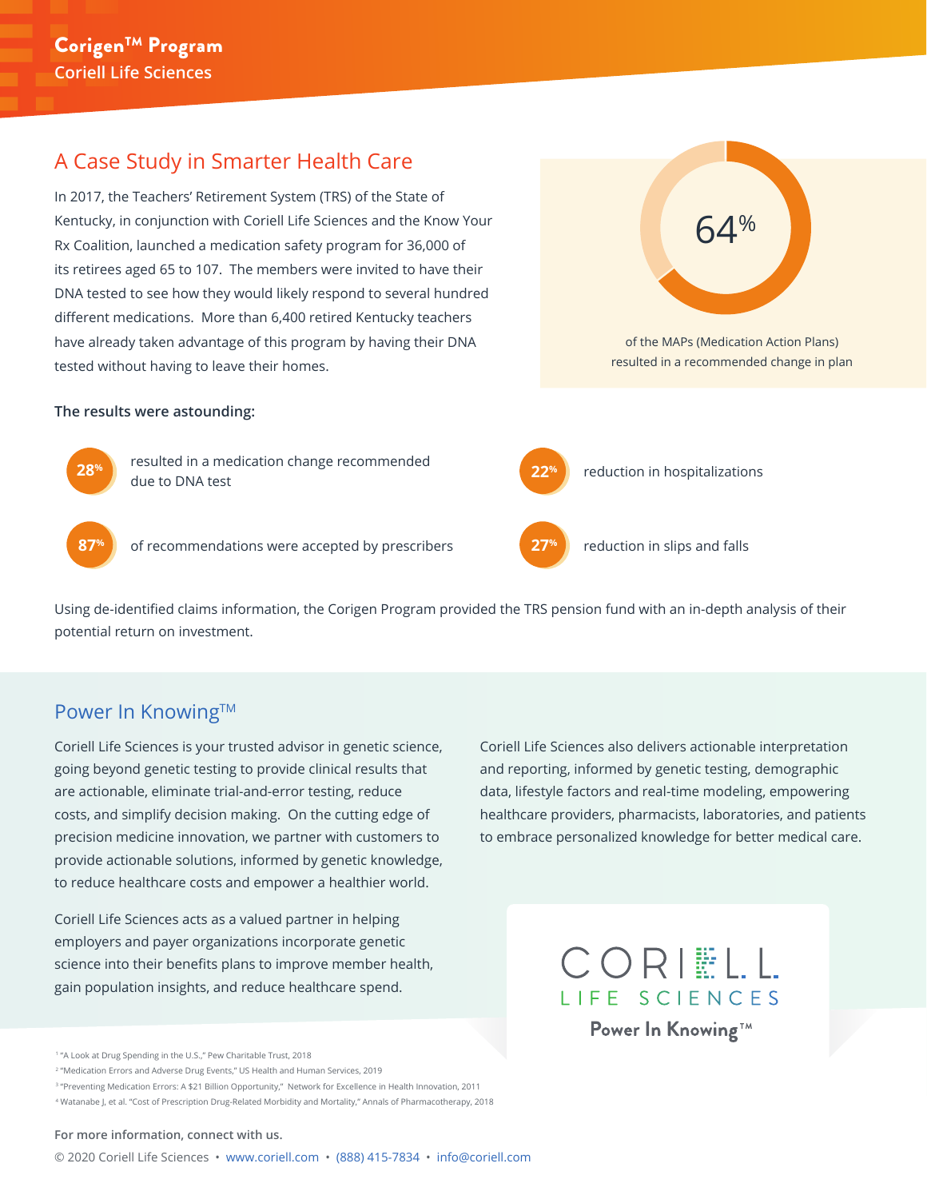**Corigen™ Program**
Coriell Life Sciences

## A Case Study in Smarter Health Care

In 2017, the Teachers' Retirement System (TRS) of the State of Kentucky, in conjunction with Coriell Life Sciences and the Know Your Rx Coalition, launched a medication safety program for 36,000 of its retirees aged 65 to 107. The members were invited to have their DNA tested to see how they would likely respond to several hundred different medications. More than 6,400 retired Kentucky teachers have already taken advantage of this program by having their DNA tested without having to leave their homes.

64%

of the MAPs (Medication Action Plans) resulted in a recommended change in plan

**The results were astounding:**

- **28%** resulted in a medication change recommended due to DNA test
- **87%** of recommendations were accepted by prescribers
- **22%** reduction in hospitalizations
- **27%** reduction in slips and falls

Using de-identified claims information, the Corigen Program provided the TRS pension fund with an in-depth analysis of their potential return on investment.

## Power In Knowing™

Coriell Life Sciences is your trusted advisor in genetic science, going beyond genetic testing to provide clinical results that are actionable, eliminate trial-and-error testing, reduce costs, and simplify decision making. On the cutting edge of precision medicine innovation, we partner with customers to provide actionable solutions, informed by genetic knowledge, to reduce healthcare costs and empower a healthier world.

Coriell Life Sciences acts as a valued partner in helping employers and payer organizations incorporate genetic science into their benefits plans to improve member health, gain population insights, and reduce healthcare spend.

Coriell Life Sciences also delivers actionable interpretation and reporting, informed by genetic testing, demographic data, lifestyle factors and real-time modeling, empowering healthcare providers, pharmacists, laboratories, and patients to embrace personalized knowledge for better medical care.

CORIELL LIFE SCIENCES
Power In Knowing™

[1] "A Look at Drug Spending in the U.S.," Pew Charitable Trust, 2018
[2] "Medication Errors and Adverse Drug Events," US Health and Human Services, 2019
[3] "Preventing Medication Errors: A $21 Billion Opportunity," Network for Excellence in Health Innovation, 2011
[4] Watanabe J, et al. "Cost of Prescription Drug-Related Morbidity and Mortality," Annals of Pharmacotherapy, 2018

**For more information, connect with us.**

© 2020 Coriell Life Sciences • www.coriell.com • (888) 415-7834 • info@coriell.com